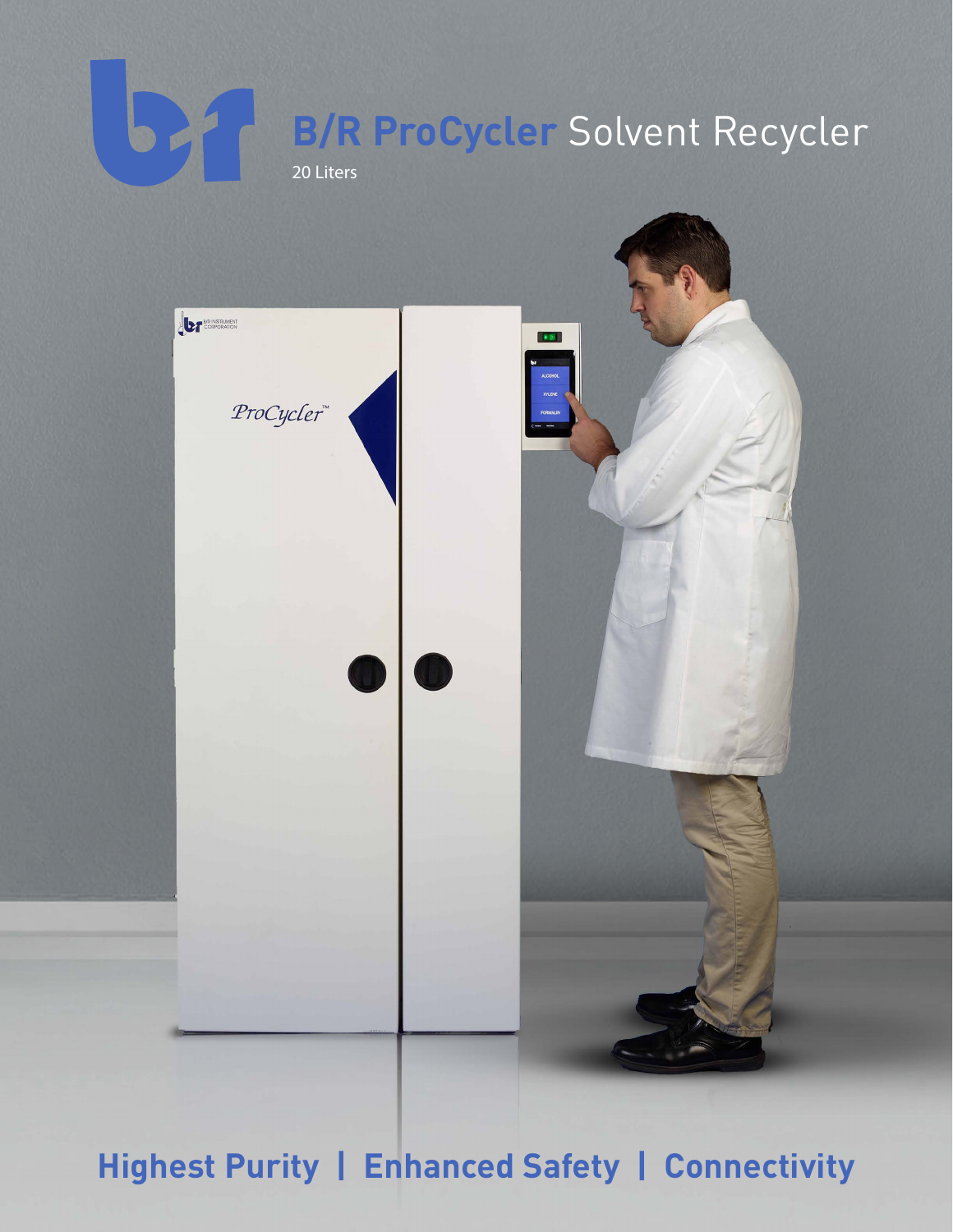# **B/R ProCycler** Solvent Recycler

20 Liters

## **Highest Purity | Enhanced Safety | Connectivity**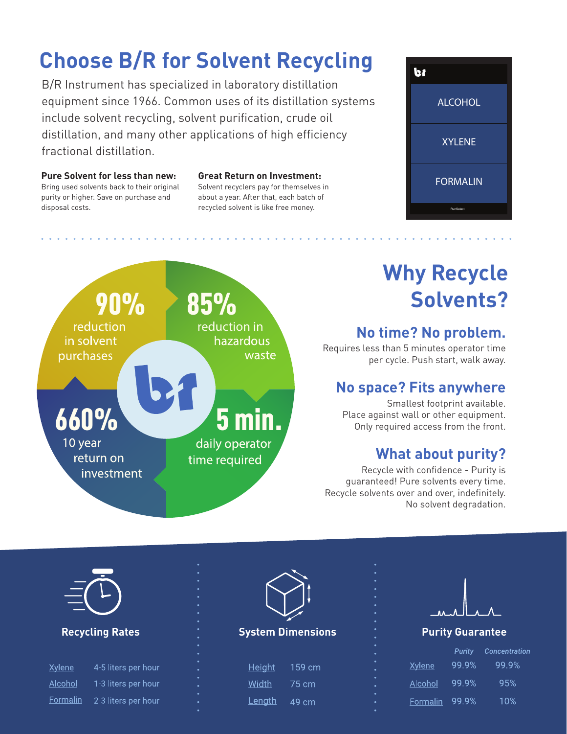# Choose B/R for Solvent Recycling

B/R Instrument has specialized in laboratory distillation equipment since 1966. Common uses of its distillation systems include solvent recycling, solvent purification, crude oil distillation, and many other applications of high efficiency fractional distillation.

**Pure Solvent for less than new:**
Bring used solvents back to their original purity or higher. Save on purchase and disposal costs.

**Great Return on Investment:**
Solvent recyclers pay for themselves in about a year. After that, each batch of recycled solvent is like free money.

ALCOHOL

XYLENE

FORMALIN

RunSelect

**90%** reduction in solvent purchases

**85%** reduction in hazardous waste

**660%** 10 year return on investment

**5 min.** daily operator time required

# Why Recycle Solvents?

## No time? No problem.

Requires less than 5 minutes operator time per cycle. Push start, walk away.

## No space? Fits anywhere

Smallest footprint available. Place against wall or other equipment. Only required access from the front.

## What about purity?

Recycle with confidence - Purity is guaranteed! Pure solvents every time. Recycle solvents over and over, indefinitely. No solvent degradation.

### Recycling Rates

| | |
|---|---|
| Xylene | 4-5 liters per hour |
| Alcohol | 1-3 liters per hour |
| Formalin | 2-3 liters per hour |

### System Dimensions

| | |
|---|---|
| Height | 159 cm |
| Width | 75 cm |
| Length | 49 cm |

### Purity Guarantee

| | *Purity* | *Concentration* |
|---|---|---|
| Xylene | 99.9% | 99.9% |
| Alcohol | 99.9% | 95% |
| Formalin | 99.9% | 10% |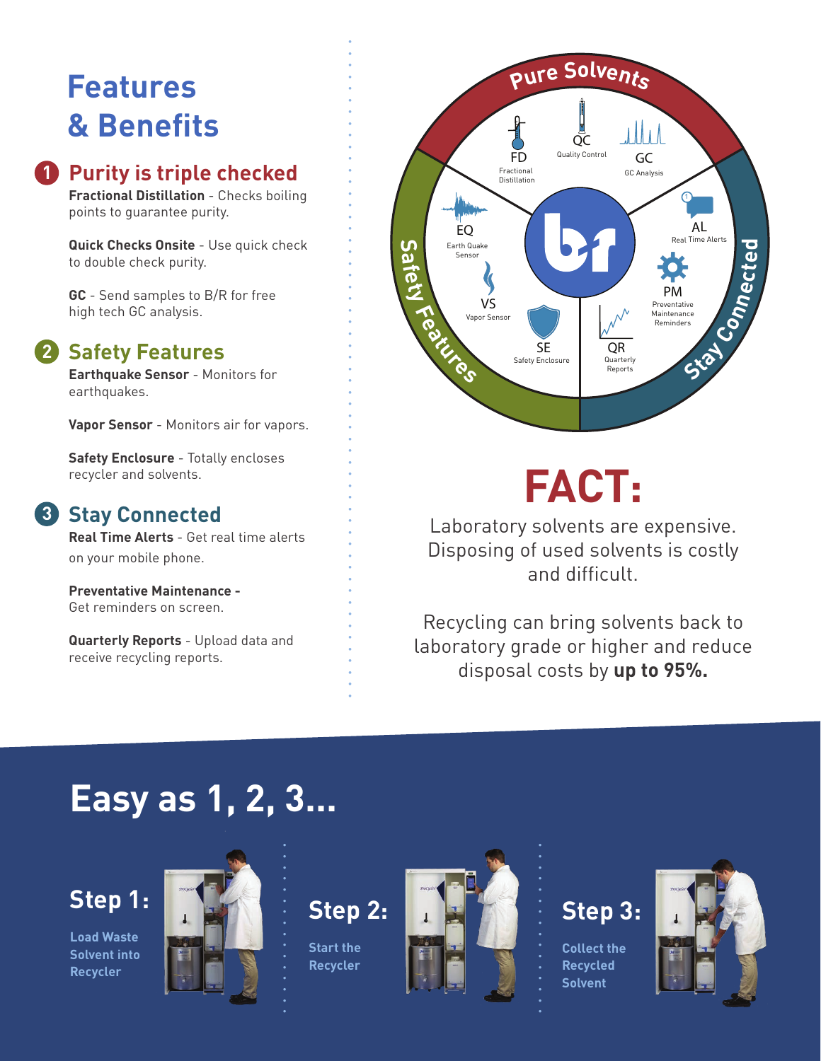# Features & Benefits

## 1 Purity is triple checked

**Fractional Distillation** - Checks boiling points to guarantee purity.

**Quick Checks Onsite** - Use quick check to double check purity.

**GC** - Send samples to B/R for free high tech GC analysis.

## 2 Safety Features

**Earthquake Sensor** - Monitors for earthquakes.

**Vapor Sensor** - Monitors air for vapors.

**Safety Enclosure** - Totally encloses recycler and solvents.

## 3 Stay Connected

**Real Time Alerts** - Get real time alerts on your mobile phone.

**Preventative Maintenance -** Get reminders on screen.

**Quarterly Reports** - Upload data and receive recycling reports.

Pure Solvents: FD Fractional Distillation, QC Quality Control, GC GC Analysis

Safety Features: EQ Earth Quake Sensor, VS Vapor Sensor, SE Safety Enclosure

Stay Connected: AL Real Time Alerts, PM Preventative Maintenance Reminders, QR Quarterly Reports

# FACT:

Laboratory solvents are expensive. Disposing of used solvents is costly and difficult.

Recycling can bring solvents back to laboratory grade or higher and reduce disposal costs by **up to 95%.**

# Easy as 1, 2, 3...

**Step 1:** Load Waste Solvent into Recycler

**Step 2:** Start the Recycler

**Step 3:** Collect the Recycled Solvent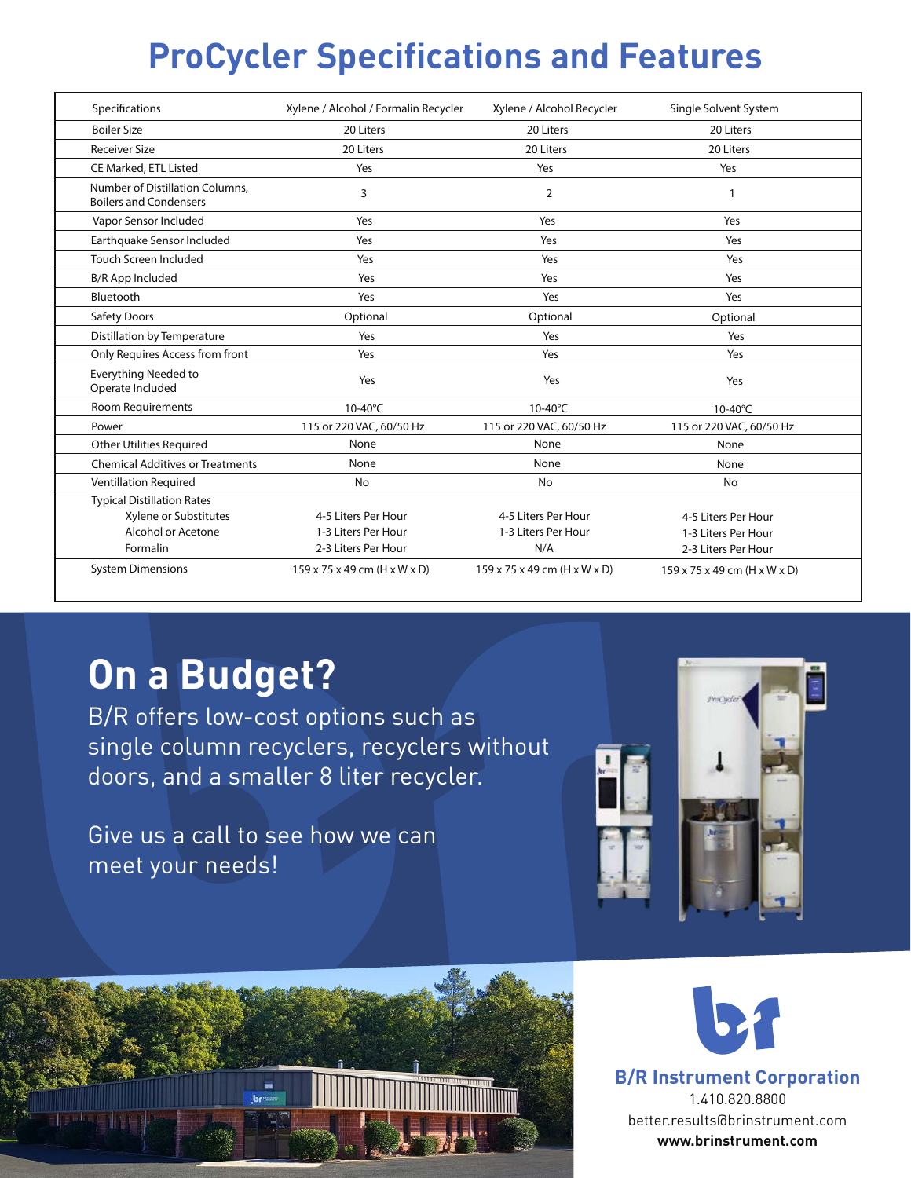# ProCycler Specifications and Features

| Specifications | Xylene / Alcohol / Formalin Recycler | Xylene / Alcohol Recycler | Single Solvent System |
|---|---|---|---|
| Boiler Size | 20 Liters | 20 Liters | 20 Liters |
| Receiver Size | 20 Liters | 20 Liters | 20 Liters |
| CE Marked, ETL Listed | Yes | Yes | Yes |
| Number of Distillation Columns, Boilers and Condensers | 3 | 2 | 1 |
| Vapor Sensor Included | Yes | Yes | Yes |
| Earthquake Sensor Included | Yes | Yes | Yes |
| Touch Screen Included | Yes | Yes | Yes |
| B/R App Included | Yes | Yes | Yes |
| Bluetooth | Yes | Yes | Yes |
| Safety Doors | Optional | Optional | Optional |
| Distillation by Temperature | Yes | Yes | Yes |
| Only Requires Access from front | Yes | Yes | Yes |
| Everything Needed to Operate Included | Yes | Yes | Yes |
| Room Requirements | 10-40°C | 10-40°C | 10-40°C |
| Power | 115 or 220 VAC, 60/50 Hz | 115 or 220 VAC, 60/50 Hz | 115 or 220 VAC, 60/50 Hz |
| Other Utilities Required | None | None | None |
| Chemical Additives or Treatments | None | None | None |
| Ventillation Required | No | No | No |
| Typical Distillation Rates | | | |
| Xylene or Substitutes | 4-5 Liters Per Hour | 4-5 Liters Per Hour | 4-5 Liters Per Hour |
| Alcohol or Acetone | 1-3 Liters Per Hour | 1-3 Liters Per Hour | 1-3 Liters Per Hour |
| Formalin | 2-3 Liters Per Hour | N/A | 2-3 Liters Per Hour |
| System Dimensions | 159 x 75 x 49 cm (H x W x D) | 159 x 75 x 49 cm (H x W x D) | 159 x 75 x 49 cm (H x W x D) |

## On a Budget?

B/R offers low-cost options such as single column recyclers, recyclers without doors, and a smaller 8 liter recycler.

Give us a call to see how we can meet your needs!

**B/R Instrument Corporation**
1.410.820.8800
better.results@brinstrument.com
**www.brinstrument.com**